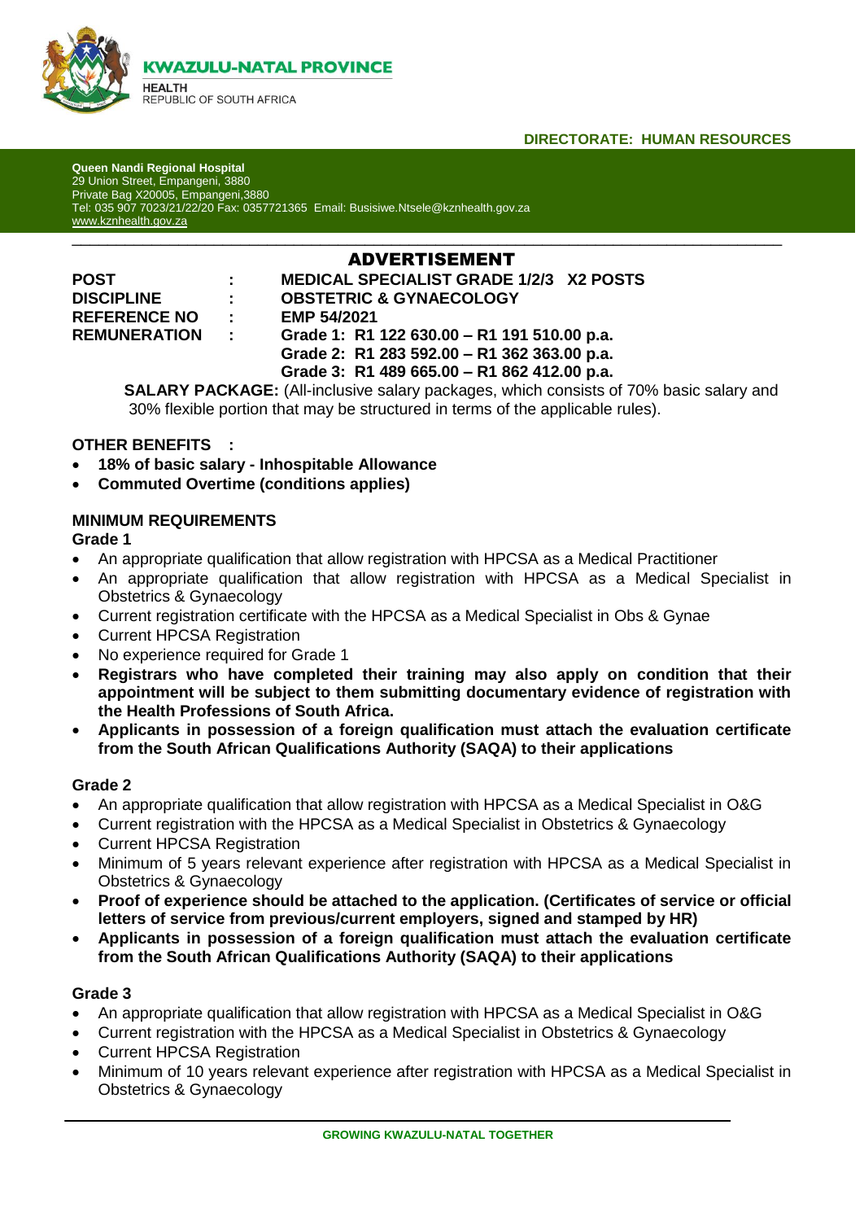**KWAZULU-NATAL PROVINCE**

HEALTH
REPUBLIC OF SOUTH AFRICA

**DIRECTORATE: HUMAN RESOURCES**

**Queen Nandi Regional Hospital**
29 Union Street, Empangeni, 3880
Private Bag X20005, Empangeni,3880
Tel: 035 907 7023/21/22/20 Fax: 0357721365 Email: Busisiwe.Ntsele@kznhealth.gov.za
www.kznhealth.gov.za

# ADVERTISEMENT

**POST** : **MEDICAL SPECIALIST GRADE 1/2/3 X2 POSTS**
**DISCIPLINE** : **OBSTETRIC & GYNAECOLOGY**
**REFERENCE NO** : **EMP 54/2021**
**REMUNERATION** : **Grade 1: R1 122 630.00 – R1 191 510.00 p.a.**
**Grade 2: R1 283 592.00 – R1 362 363.00 p.a.**
**Grade 3: R1 489 665.00 – R1 862 412.00 p.a.**

**SALARY PACKAGE:** (All-inclusive salary packages, which consists of 70% basic salary and 30% flexible portion that may be structured in terms of the applicable rules).

**OTHER BENEFITS :**

- **18% of basic salary - Inhospitable Allowance**
- **Commuted Overtime (conditions applies)**

**MINIMUM REQUIREMENTS**

**Grade 1**

- An appropriate qualification that allow registration with HPCSA as a Medical Practitioner
- An appropriate qualification that allow registration with HPCSA as a Medical Specialist in Obstetrics & Gynaecology
- Current registration certificate with the HPCSA as a Medical Specialist in Obs & Gynae
- Current HPCSA Registration
- No experience required for Grade 1
- **Registrars who have completed their training may also apply on condition that their appointment will be subject to them submitting documentary evidence of registration with the Health Professions of South Africa.**
- **Applicants in possession of a foreign qualification must attach the evaluation certificate from the South African Qualifications Authority (SAQA) to their applications**

**Grade 2**

- An appropriate qualification that allow registration with HPCSA as a Medical Specialist in O&G
- Current registration with the HPCSA as a Medical Specialist in Obstetrics & Gynaecology
- Current HPCSA Registration
- Minimum of 5 years relevant experience after registration with HPCSA as a Medical Specialist in Obstetrics & Gynaecology
- **Proof of experience should be attached to the application. (Certificates of service or official letters of service from previous/current employers, signed and stamped by HR)**
- **Applicants in possession of a foreign qualification must attach the evaluation certificate from the South African Qualifications Authority (SAQA) to their applications**

**Grade 3**

- An appropriate qualification that allow registration with HPCSA as a Medical Specialist in O&G
- Current registration with the HPCSA as a Medical Specialist in Obstetrics & Gynaecology
- Current HPCSA Registration
- Minimum of 10 years relevant experience after registration with HPCSA as a Medical Specialist in Obstetrics & Gynaecology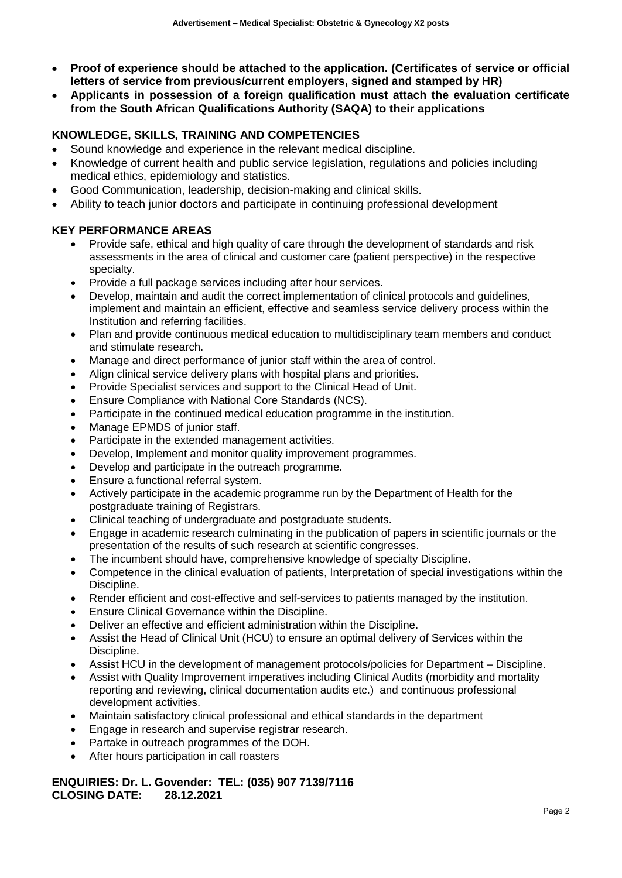- **Proof of experience should be attached to the application. (Certificates of service or official letters of service from previous/current employers, signed and stamped by HR)**
- **Applicants in possession of a foreign qualification must attach the evaluation certificate from the South African Qualifications Authority (SAQA) to their applications**

## KNOWLEDGE, SKILLS, TRAINING AND COMPETENCIES

- Sound knowledge and experience in the relevant medical discipline.
- Knowledge of current health and public service legislation, regulations and policies including medical ethics, epidemiology and statistics.
- Good Communication, leadership, decision-making and clinical skills.
- Ability to teach junior doctors and participate in continuing professional development

## KEY PERFORMANCE AREAS

- Provide safe, ethical and high quality of care through the development of standards and risk assessments in the area of clinical and customer care (patient perspective) in the respective specialty.
- Provide a full package services including after hour services.
- Develop, maintain and audit the correct implementation of clinical protocols and guidelines, implement and maintain an efficient, effective and seamless service delivery process within the Institution and referring facilities.
- Plan and provide continuous medical education to multidisciplinary team members and conduct and stimulate research.
- Manage and direct performance of junior staff within the area of control.
- Align clinical service delivery plans with hospital plans and priorities.
- Provide Specialist services and support to the Clinical Head of Unit.
- Ensure Compliance with National Core Standards (NCS).
- Participate in the continued medical education programme in the institution.
- Manage EPMDS of junior staff.
- Participate in the extended management activities.
- Develop, Implement and monitor quality improvement programmes.
- Develop and participate in the outreach programme.
- Ensure a functional referral system.
- Actively participate in the academic programme run by the Department of Health for the postgraduate training of Registrars.
- Clinical teaching of undergraduate and postgraduate students.
- Engage in academic research culminating in the publication of papers in scientific journals or the presentation of the results of such research at scientific congresses.
- The incumbent should have, comprehensive knowledge of specialty Discipline.
- Competence in the clinical evaluation of patients, Interpretation of special investigations within the Discipline.
- Render efficient and cost-effective and self-services to patients managed by the institution.
- Ensure Clinical Governance within the Discipline.
- Deliver an effective and efficient administration within the Discipline.
- Assist the Head of Clinical Unit (HCU) to ensure an optimal delivery of Services within the Discipline.
- Assist HCU in the development of management protocols/policies for Department – Discipline.
- Assist with Quality Improvement imperatives including Clinical Audits (morbidity and mortality reporting and reviewing, clinical documentation audits etc.) and continuous professional development activities.
- Maintain satisfactory clinical professional and ethical standards in the department
- Engage in research and supervise registrar research.
- Partake in outreach programmes of the DOH.
- After hours participation in call roasters

**ENQUIRIES: Dr. L. Govender: TEL: (035) 907 7139/7116**
**CLOSING DATE: 28.12.2021**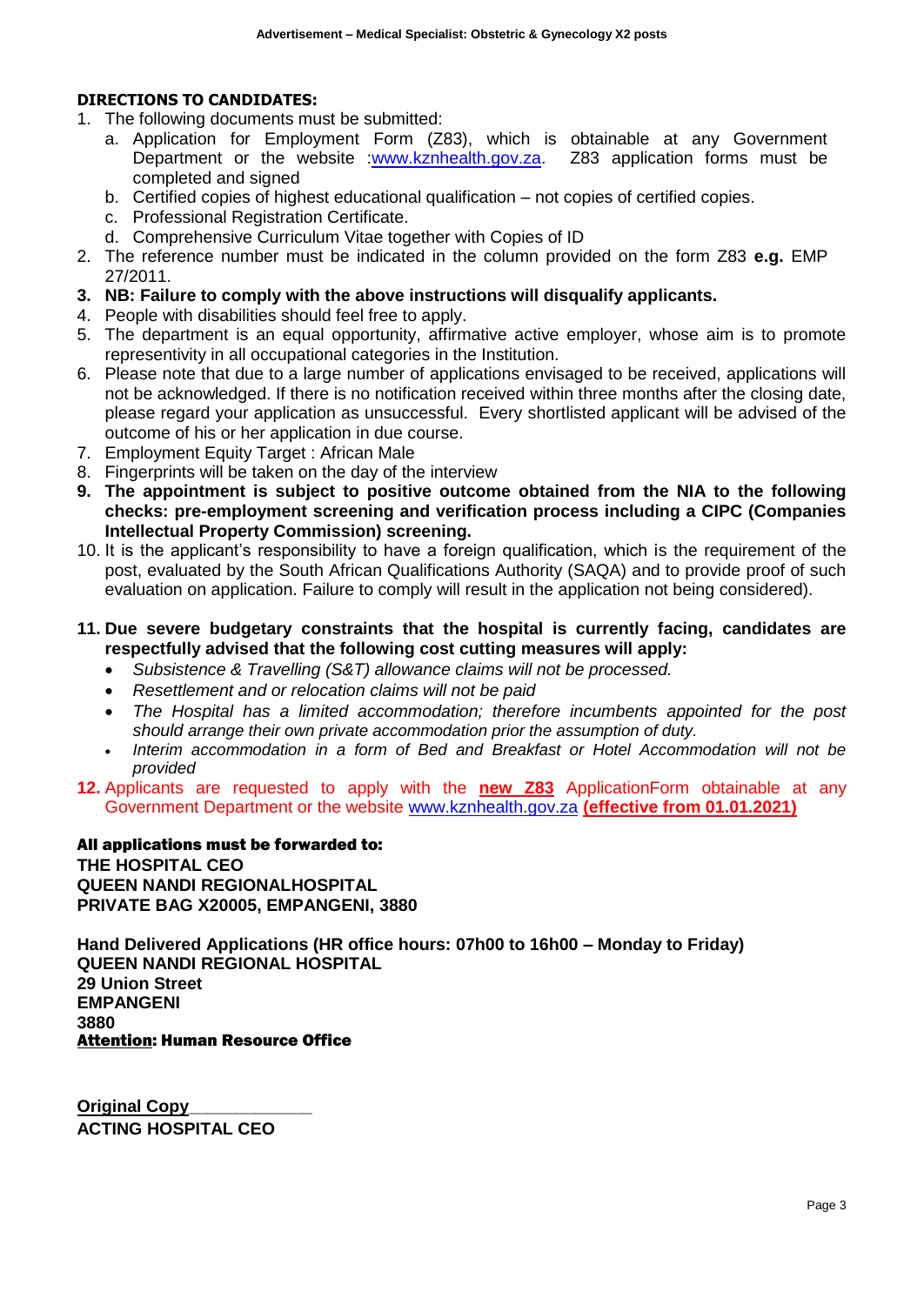**DIRECTIONS TO CANDIDATES:**

1. The following documents must be submitted:
   a. Application for Employment Form (Z83), which is obtainable at any Government Department or the website :www.kznhealth.gov.za. Z83 application forms must be completed and signed
   b. Certified copies of highest educational qualification – not copies of certified copies.
   c. Professional Registration Certificate.
   d. Comprehensive Curriculum Vitae together with Copies of ID
2. The reference number must be indicated in the column provided on the form Z83 **e.g.** EMP 27/2011.
3. **NB: Failure to comply with the above instructions will disqualify applicants.**
4. People with disabilities should feel free to apply.
5. The department is an equal opportunity, affirmative active employer, whose aim is to promote representivity in all occupational categories in the Institution.
6. Please note that due to a large number of applications envisaged to be received, applications will not be acknowledged. If there is no notification received within three months after the closing date, please regard your application as unsuccessful. Every shortlisted applicant will be advised of the outcome of his or her application in due course.
7. Employment Equity Target : African Male
8. Fingerprints will be taken on the day of the interview
9. **The appointment is subject to positive outcome obtained from the NIA to the following checks: pre-employment screening and verification process including a CIPC (Companies Intellectual Property Commission) screening.**
10. It is the applicant's responsibility to have a foreign qualification, which is the requirement of the post, evaluated by the South African Qualifications Authority (SAQA) and to provide proof of such evaluation on application. Failure to comply will result in the application not being considered).
11. **Due severe budgetary constraints that the hospital is currently facing, candidates are respectfully advised that the following cost cutting measures will apply:**
    - *Subsistence & Travelling (S&T) allowance claims will not be processed.*
    - *Resettlement and or relocation claims will not be paid*
    - *The Hospital has a limited accommodation; therefore incumbents appointed for the post should arrange their own private accommodation prior the assumption of duty.*
    - *Interim accommodation in a form of Bed and Breakfast or Hotel Accommodation will not be provided*
12. Applicants are requested to apply with the **new Z83** ApplicationForm obtainable at any Government Department or the website www.kznhealth.gov.za **(effective from 01.01.2021)**

**All applications must be forwarded to:**
**THE HOSPITAL CEO**
**QUEEN NANDI REGIONALHOSPITAL**
**PRIVATE BAG X20005, EMPANGENI, 3880**

**Hand Delivered Applications (HR office hours: 07h00 to 16h00 – Monday to Friday)**
**QUEEN NANDI REGIONAL HOSPITAL**
**29 Union Street**
**EMPANGENI**
**3880**
**Attention: Human Resource Office**

**Original Copy**\_\_\_\_\_\_\_\_\_\_\_\_
**ACTING HOSPITAL CEO**